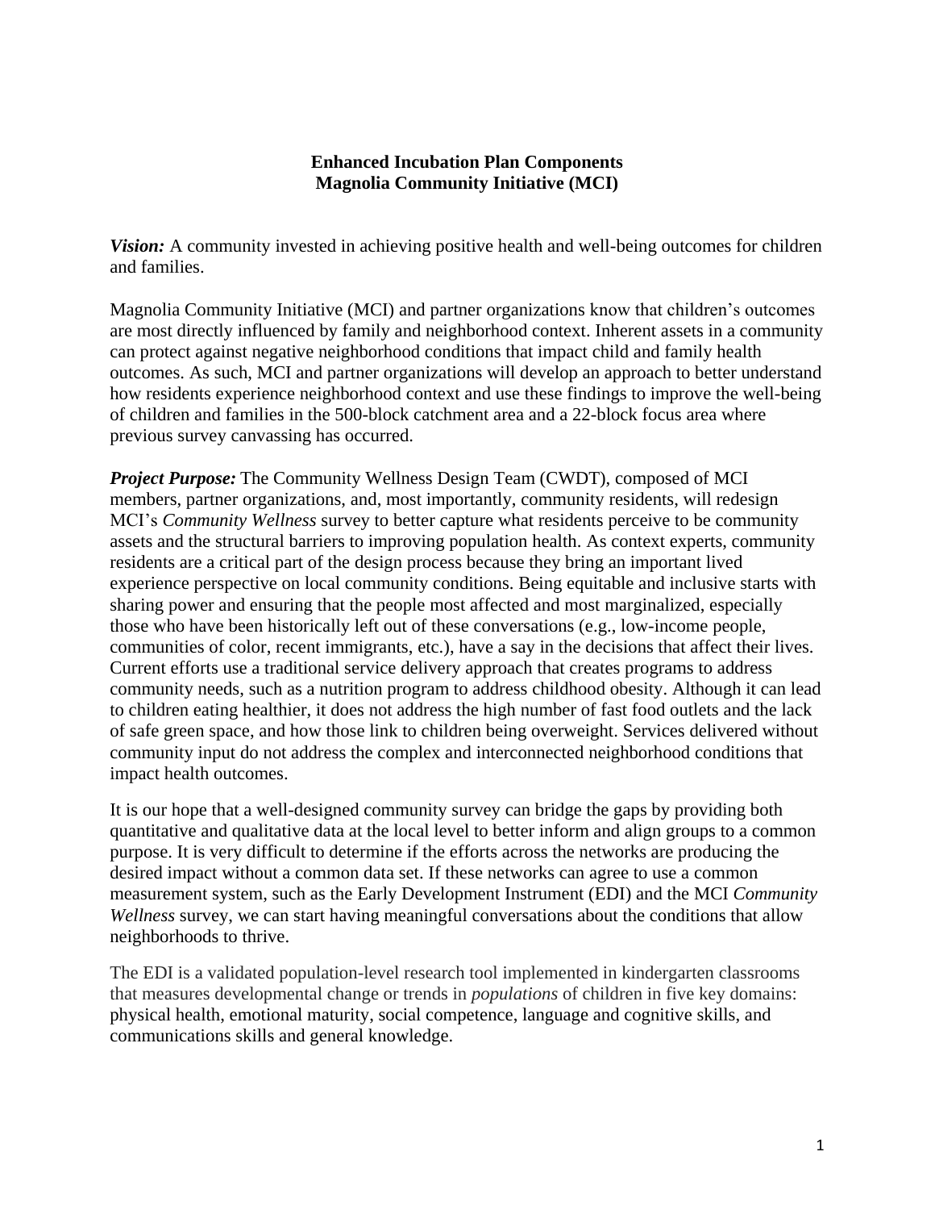**Enhanced Incubation Plan Components**
**Magnolia Community Initiative (MCI)**

***Vision:*** A community invested in achieving positive health and well-being outcomes for children and families.

Magnolia Community Initiative (MCI) and partner organizations know that children's outcomes are most directly influenced by family and neighborhood context. Inherent assets in a community can protect against negative neighborhood conditions that impact child and family health outcomes. As such, MCI and partner organizations will develop an approach to better understand how residents experience neighborhood context and use these findings to improve the well-being of children and families in the 500-block catchment area and a 22-block focus area where previous survey canvassing has occurred.

***Project Purpose:*** The Community Wellness Design Team (CWDT), composed of MCI members, partner organizations, and, most importantly, community residents, will redesign MCI's *Community Wellness* survey to better capture what residents perceive to be community assets and the structural barriers to improving population health. As context experts, community residents are a critical part of the design process because they bring an important lived experience perspective on local community conditions. Being equitable and inclusive starts with sharing power and ensuring that the people most affected and most marginalized, especially those who have been historically left out of these conversations (e.g., low-income people, communities of color, recent immigrants, etc.), have a say in the decisions that affect their lives. Current efforts use a traditional service delivery approach that creates programs to address community needs, such as a nutrition program to address childhood obesity. Although it can lead to children eating healthier, it does not address the high number of fast food outlets and the lack of safe green space, and how those link to children being overweight. Services delivered without community input do not address the complex and interconnected neighborhood conditions that impact health outcomes.

It is our hope that a well-designed community survey can bridge the gaps by providing both quantitative and qualitative data at the local level to better inform and align groups to a common purpose. It is very difficult to determine if the efforts across the networks are producing the desired impact without a common data set. If these networks can agree to use a common measurement system, such as the Early Development Instrument (EDI) and the MCI *Community Wellness* survey, we can start having meaningful conversations about the conditions that allow neighborhoods to thrive.

The EDI is a validated population-level research tool implemented in kindergarten classrooms that measures developmental change or trends in *populations* of children in five key domains: physical health, emotional maturity, social competence, language and cognitive skills, and communications skills and general knowledge.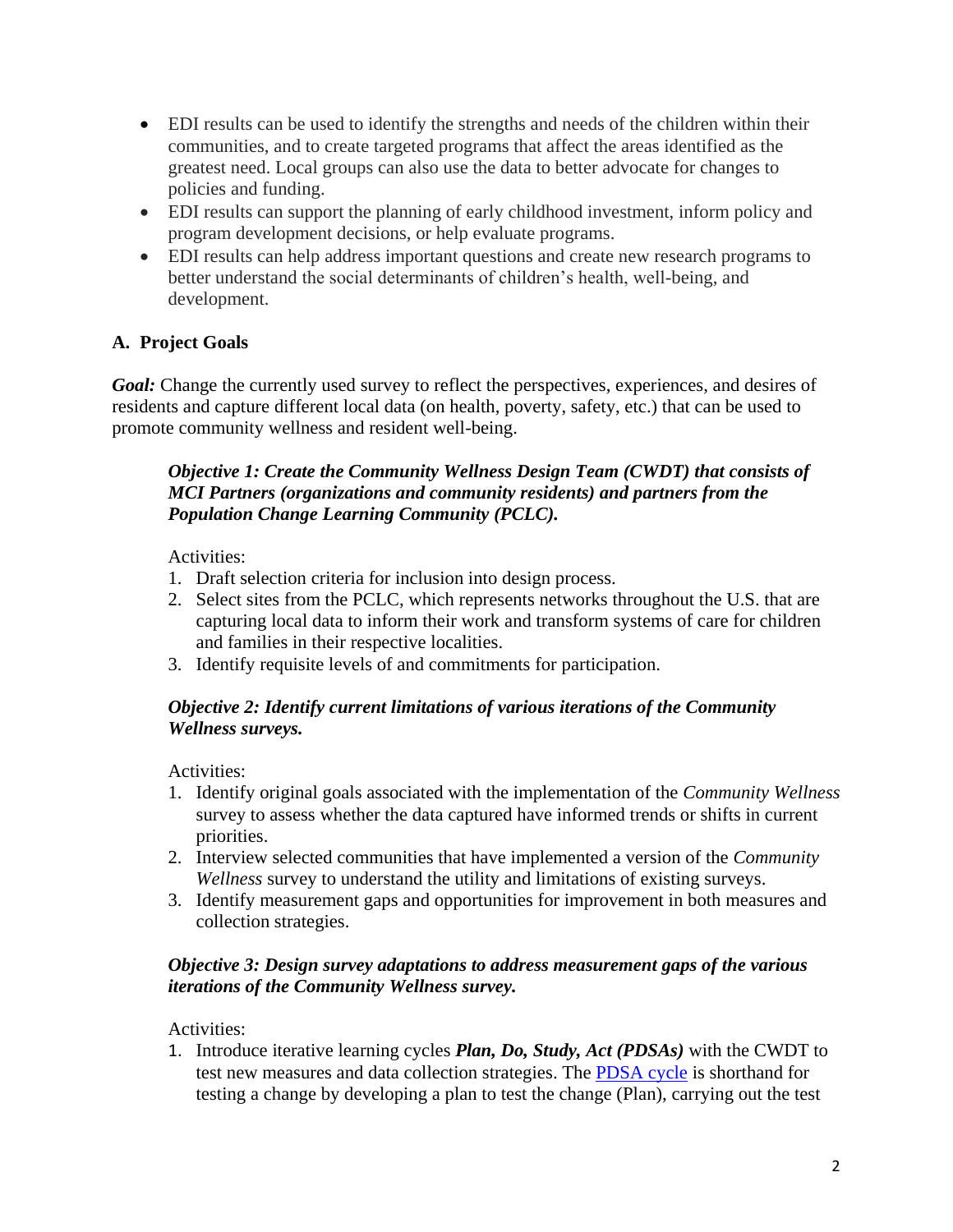- EDI results can be used to identify the strengths and needs of the children within their communities, and to create targeted programs that affect the areas identified as the greatest need. Local groups can also use the data to better advocate for changes to policies and funding.
- EDI results can support the planning of early childhood investment, inform policy and program development decisions, or help evaluate programs.
- EDI results can help address important questions and create new research programs to better understand the social determinants of children's health, well-being, and development.

## A. Project Goals

***Goal:*** Change the currently used survey to reflect the perspectives, experiences, and desires of residents and capture different local data (on health, poverty, safety, etc.) that can be used to promote community wellness and resident well-being.

***Objective 1: Create the Community Wellness Design Team (CWDT) that consists of MCI Partners (organizations and community residents) and partners from the Population Change Learning Community (PCLC).***

Activities:

1. Draft selection criteria for inclusion into design process.
2. Select sites from the PCLC, which represents networks throughout the U.S. that are capturing local data to inform their work and transform systems of care for children and families in their respective localities.
3. Identify requisite levels of and commitments for participation.

***Objective 2: Identify current limitations of various iterations of the Community Wellness surveys.***

Activities:

1. Identify original goals associated with the implementation of the *Community Wellness* survey to assess whether the data captured have informed trends or shifts in current priorities.
2. Interview selected communities that have implemented a version of the *Community Wellness* survey to understand the utility and limitations of existing surveys.
3. Identify measurement gaps and opportunities for improvement in both measures and collection strategies.

***Objective 3: Design survey adaptations to address measurement gaps of the various iterations of the Community Wellness survey.***

Activities:

1. Introduce iterative learning cycles ***Plan, Do, Study, Act (PDSAs)*** with the CWDT to test new measures and data collection strategies. The PDSA cycle is shorthand for testing a change by developing a plan to test the change (Plan), carrying out the test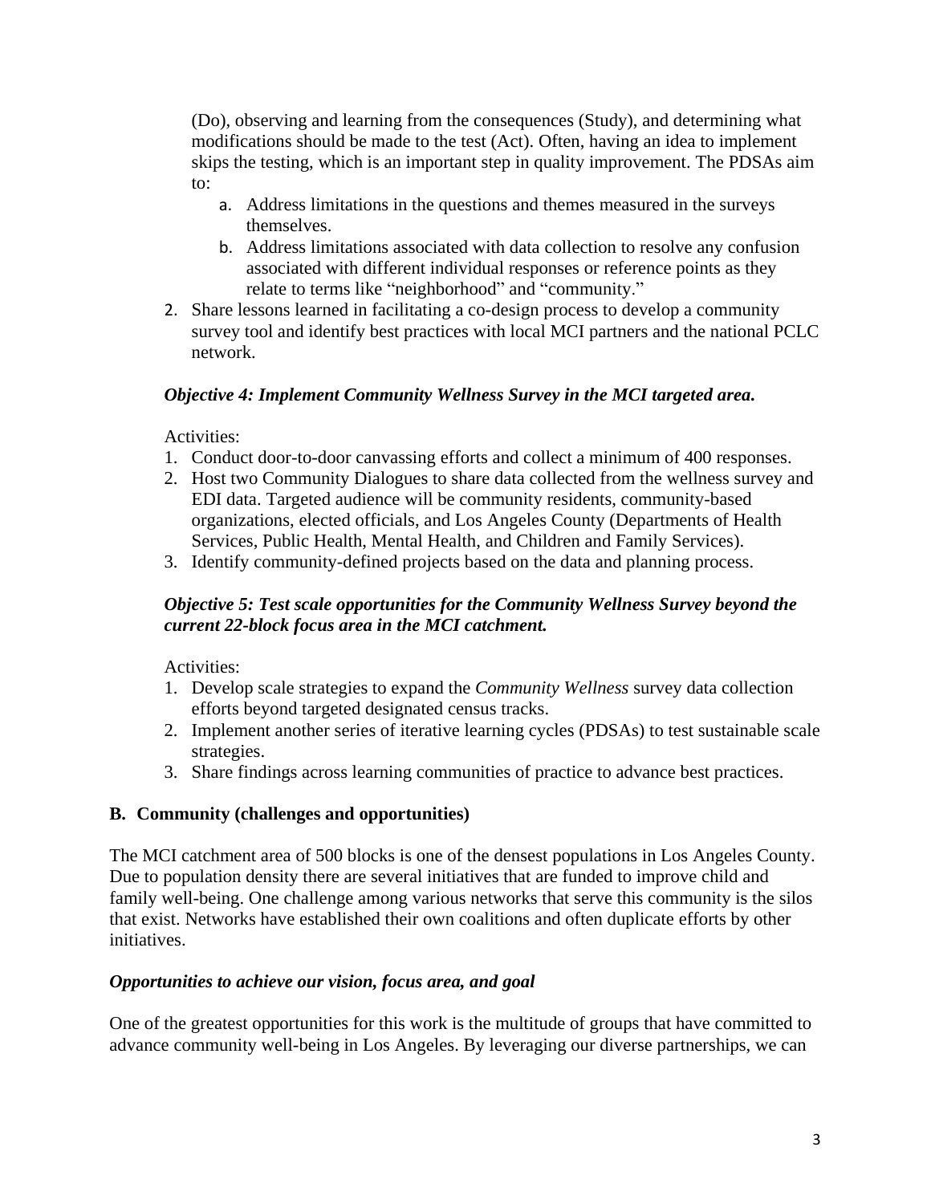(Do), observing and learning from the consequences (Study), and determining what modifications should be made to the test (Act). Often, having an idea to implement skips the testing, which is an important step in quality improvement. The PDSAs aim to:

   a. Address limitations in the questions and themes measured in the surveys themselves.
   b. Address limitations associated with data collection to resolve any confusion associated with different individual responses or reference points as they relate to terms like "neighborhood" and "community."

2. Share lessons learned in facilitating a co-design process to develop a community survey tool and identify best practices with local MCI partners and the national PCLC network.

***Objective 4: Implement Community Wellness Survey in the MCI targeted area.***

Activities:

1. Conduct door-to-door canvassing efforts and collect a minimum of 400 responses.
2. Host two Community Dialogues to share data collected from the wellness survey and EDI data. Targeted audience will be community residents, community-based organizations, elected officials, and Los Angeles County (Departments of Health Services, Public Health, Mental Health, and Children and Family Services).
3. Identify community-defined projects based on the data and planning process.

***Objective 5: Test scale opportunities for the Community Wellness Survey beyond the current 22-block focus area in the MCI catchment.***

Activities:

1. Develop scale strategies to expand the *Community Wellness* survey data collection efforts beyond targeted designated census tracks.
2. Implement another series of iterative learning cycles (PDSAs) to test sustainable scale strategies.
3. Share findings across learning communities of practice to advance best practices.

## B. Community (challenges and opportunities)

The MCI catchment area of 500 blocks is one of the densest populations in Los Angeles County. Due to population density there are several initiatives that are funded to improve child and family well-being. One challenge among various networks that serve this community is the silos that exist. Networks have established their own coalitions and often duplicate efforts by other initiatives.

***Opportunities to achieve our vision, focus area, and goal***

One of the greatest opportunities for this work is the multitude of groups that have committed to advance community well-being in Los Angeles. By leveraging our diverse partnerships, we can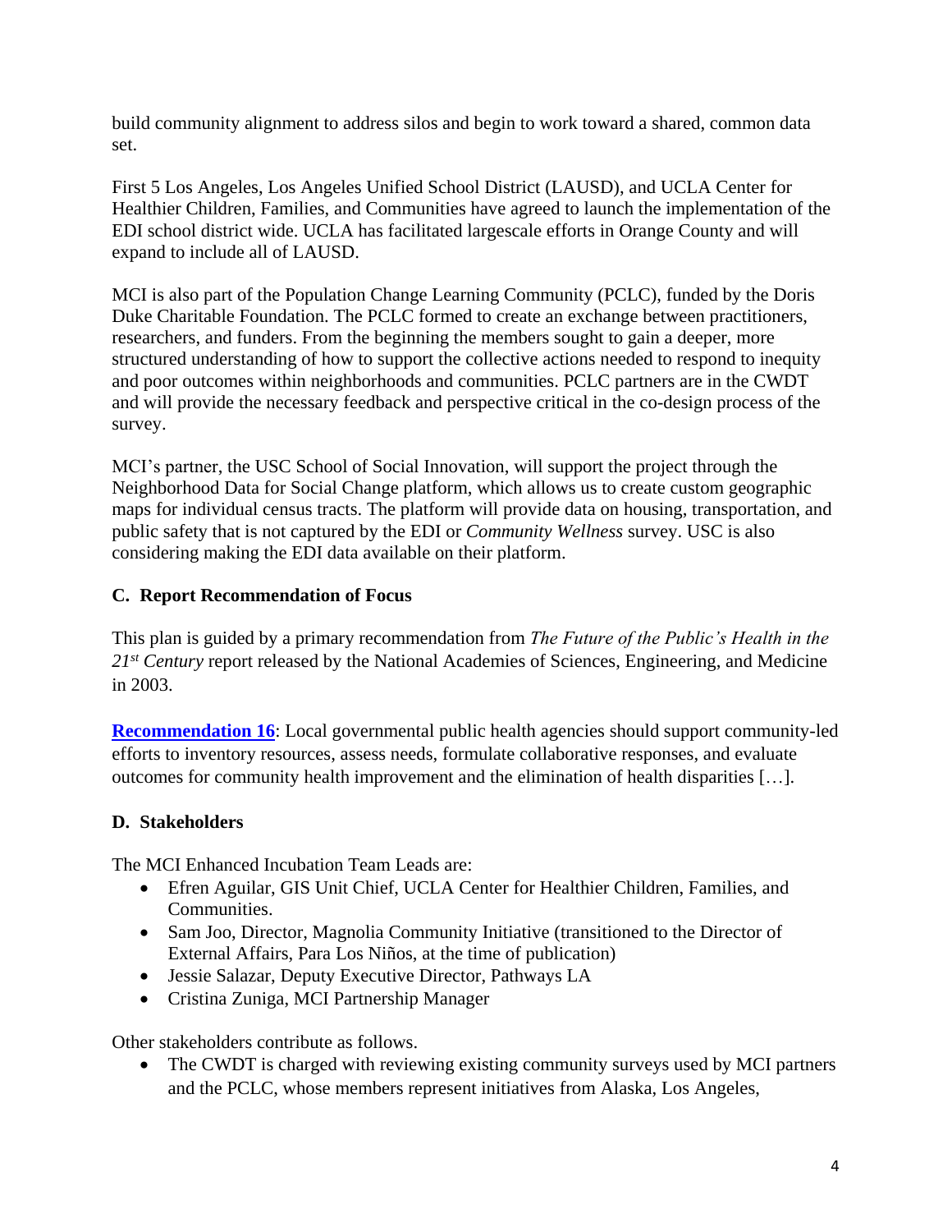build community alignment to address silos and begin to work toward a shared, common data set.

First 5 Los Angeles, Los Angeles Unified School District (LAUSD), and UCLA Center for Healthier Children, Families, and Communities have agreed to launch the implementation of the EDI school district wide. UCLA has facilitated largescale efforts in Orange County and will expand to include all of LAUSD.

MCI is also part of the Population Change Learning Community (PCLC), funded by the Doris Duke Charitable Foundation. The PCLC formed to create an exchange between practitioners, researchers, and funders. From the beginning the members sought to gain a deeper, more structured understanding of how to support the collective actions needed to respond to inequity and poor outcomes within neighborhoods and communities. PCLC partners are in the CWDT and will provide the necessary feedback and perspective critical in the co-design process of the survey.

MCI's partner, the USC School of Social Innovation, will support the project through the Neighborhood Data for Social Change platform, which allows us to create custom geographic maps for individual census tracts. The platform will provide data on housing, transportation, and public safety that is not captured by the EDI or *Community Wellness* survey. USC is also considering making the EDI data available on their platform.

### C. Report Recommendation of Focus

This plan is guided by a primary recommendation from *The Future of the Public's Health in the 21st Century* report released by the National Academies of Sciences, Engineering, and Medicine in 2003.

**Recommendation 16**: Local governmental public health agencies should support community-led efforts to inventory resources, assess needs, formulate collaborative responses, and evaluate outcomes for community health improvement and the elimination of health disparities […].

### D. Stakeholders

The MCI Enhanced Incubation Team Leads are:

- Efren Aguilar, GIS Unit Chief, UCLA Center for Healthier Children, Families, and Communities.
- Sam Joo, Director, Magnolia Community Initiative (transitioned to the Director of External Affairs, Para Los Niños, at the time of publication)
- Jessie Salazar, Deputy Executive Director, Pathways LA
- Cristina Zuniga, MCI Partnership Manager

Other stakeholders contribute as follows.

- The CWDT is charged with reviewing existing community surveys used by MCI partners and the PCLC, whose members represent initiatives from Alaska, Los Angeles,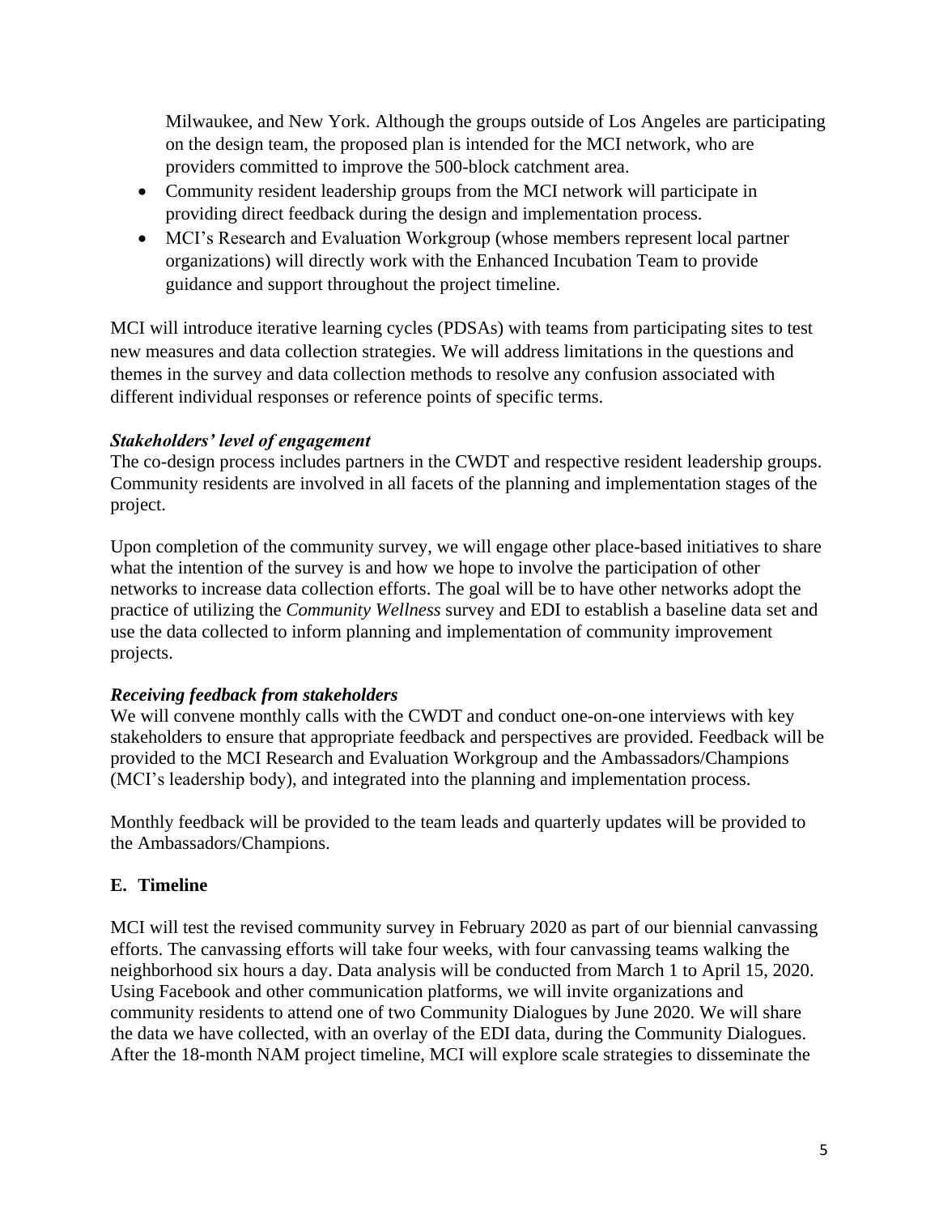Milwaukee, and New York. Although the groups outside of Los Angeles are participating on the design team, the proposed plan is intended for the MCI network, who are providers committed to improve the 500-block catchment area.

- Community resident leadership groups from the MCI network will participate in providing direct feedback during the design and implementation process.
- MCI's Research and Evaluation Workgroup (whose members represent local partner organizations) will directly work with the Enhanced Incubation Team to provide guidance and support throughout the project timeline.

MCI will introduce iterative learning cycles (PDSAs) with teams from participating sites to test new measures and data collection strategies. We will address limitations in the questions and themes in the survey and data collection methods to resolve any confusion associated with different individual responses or reference points of specific terms.

***Stakeholders' level of engagement***

The co-design process includes partners in the CWDT and respective resident leadership groups. Community residents are involved in all facets of the planning and implementation stages of the project.

Upon completion of the community survey, we will engage other place-based initiatives to share what the intention of the survey is and how we hope to involve the participation of other networks to increase data collection efforts. The goal will be to have other networks adopt the practice of utilizing the *Community Wellness* survey and EDI to establish a baseline data set and use the data collected to inform planning and implementation of community improvement projects.

***Receiving feedback from stakeholders***

We will convene monthly calls with the CWDT and conduct one-on-one interviews with key stakeholders to ensure that appropriate feedback and perspectives are provided. Feedback will be provided to the MCI Research and Evaluation Workgroup and the Ambassadors/Champions (MCI's leadership body), and integrated into the planning and implementation process.

Monthly feedback will be provided to the team leads and quarterly updates will be provided to the Ambassadors/Champions.

## E. Timeline

MCI will test the revised community survey in February 2020 as part of our biennial canvassing efforts. The canvassing efforts will take four weeks, with four canvassing teams walking the neighborhood six hours a day. Data analysis will be conducted from March 1 to April 15, 2020. Using Facebook and other communication platforms, we will invite organizations and community residents to attend one of two Community Dialogues by June 2020. We will share the data we have collected, with an overlay of the EDI data, during the Community Dialogues. After the 18-month NAM project timeline, MCI will explore scale strategies to disseminate the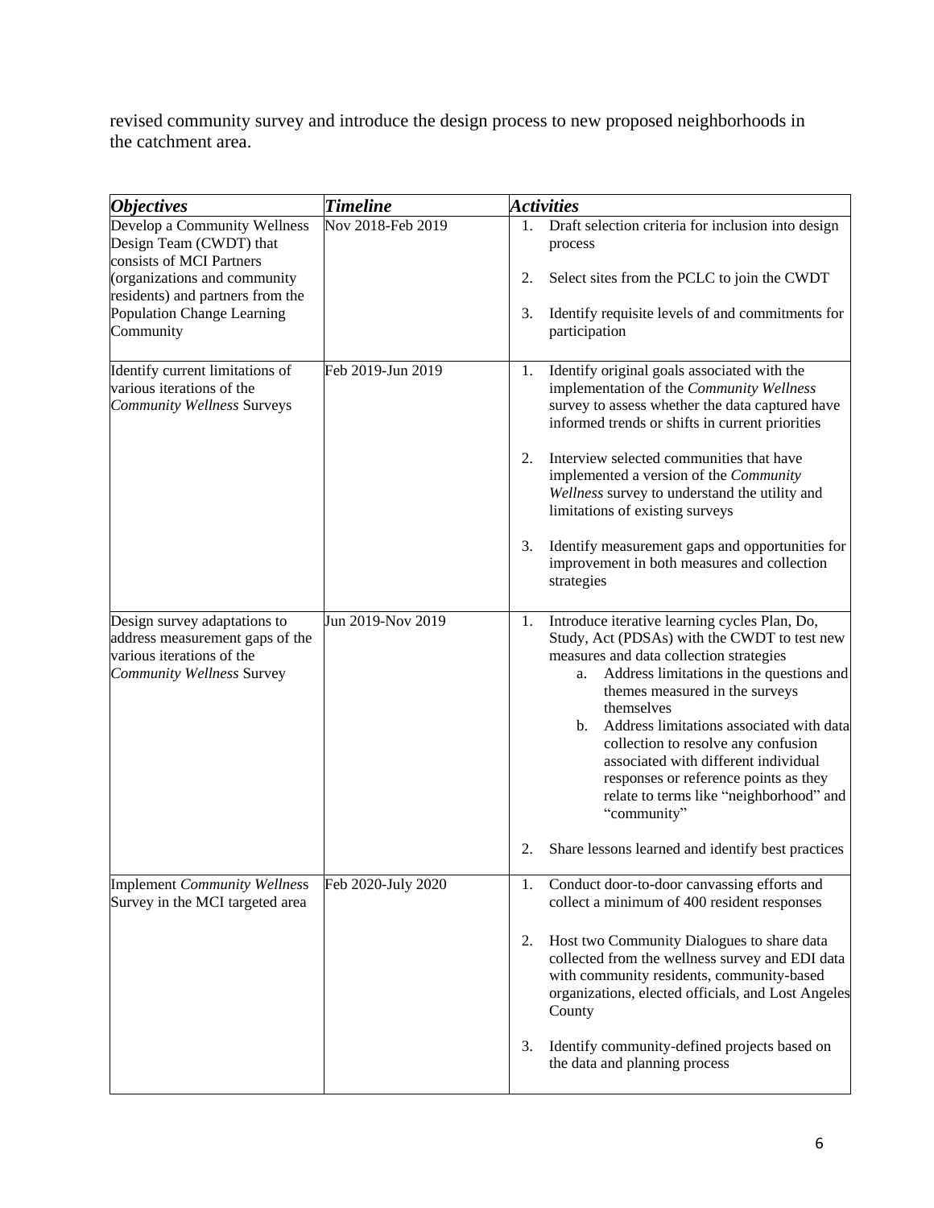revised community survey and introduce the design process to new proposed neighborhoods in the catchment area.

| *Objectives* | *Timeline* | *Activities* |
|---|---|---|
| Develop a Community Wellness Design Team (CWDT) that consists of MCI Partners (organizations and community residents) and partners from the Population Change Learning Community | Nov 2018-Feb 2019 | 1. Draft selection criteria for inclusion into design process<br><br>2. Select sites from the PCLC to join the CWDT<br><br>3. Identify requisite levels of and commitments for participation |
| Identify current limitations of various iterations of the *Community Wellness* Surveys | Feb 2019-Jun 2019 | 1. Identify original goals associated with the implementation of the *Community Wellness* survey to assess whether the data captured have informed trends or shifts in current priorities<br><br>2. Interview selected communities that have implemented a version of the *Community Wellness* survey to understand the utility and limitations of existing surveys<br><br>3. Identify measurement gaps and opportunities for improvement in both measures and collection strategies |
| Design survey adaptations to address measurement gaps of the various iterations of the *Community Wellness* Survey | Jun 2019-Nov 2019 | 1. Introduce iterative learning cycles Plan, Do, Study, Act (PDSAs) with the CWDT to test new measures and data collection strategies<br>a. Address limitations in the questions and themes measured in the surveys themselves<br>b. Address limitations associated with data collection to resolve any confusion associated with different individual responses or reference points as they relate to terms like "neighborhood" and "community"<br><br>2. Share lessons learned and identify best practices |
| Implement *Community Wellness* Survey in the MCI targeted area | Feb 2020-July 2020 | 1. Conduct door-to-door canvassing efforts and collect a minimum of 400 resident responses<br><br>2. Host two Community Dialogues to share data collected from the wellness survey and EDI data with community residents, community-based organizations, elected officials, and Lost Angeles County<br><br>3. Identify community-defined projects based on the data and planning process |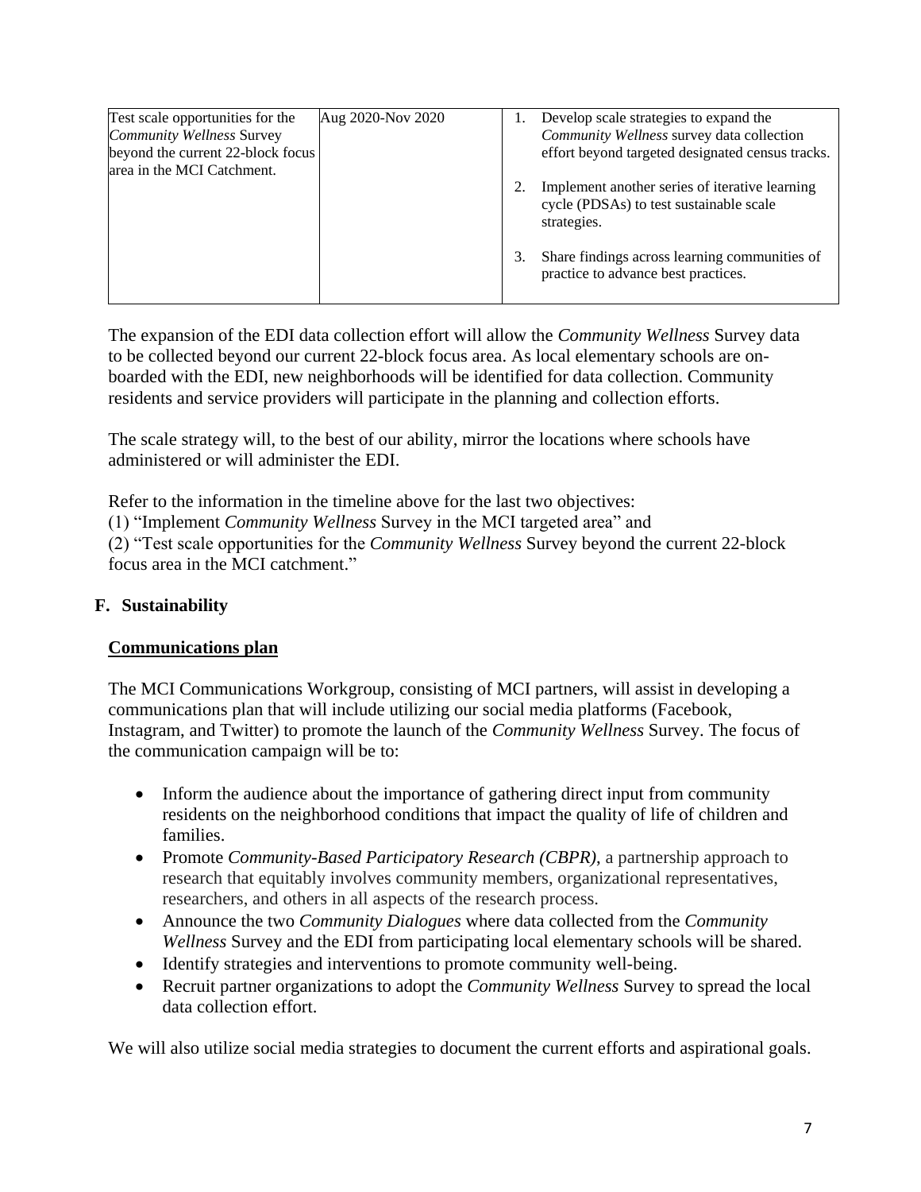| | | |
|---|---|---|
| Test scale opportunities for the *Community Wellness* Survey beyond the current 22-block focus area in the MCI Catchment. | Aug 2020-Nov 2020 | 1. Develop scale strategies to expand the *Community Wellness* survey data collection effort beyond targeted designated census tracks.<br><br>2. Implement another series of iterative learning cycle (PDSAs) to test sustainable scale strategies.<br><br>3. Share findings across learning communities of practice to advance best practices. |

The expansion of the EDI data collection effort will allow the *Community Wellness* Survey data to be collected beyond our current 22-block focus area. As local elementary schools are on-boarded with the EDI, new neighborhoods will be identified for data collection. Community residents and service providers will participate in the planning and collection efforts.

The scale strategy will, to the best of our ability, mirror the locations where schools have administered or will administer the EDI.

Refer to the information in the timeline above for the last two objectives:
(1) "Implement *Community Wellness* Survey in the MCI targeted area" and
(2) "Test scale opportunities for the *Community Wellness* Survey beyond the current 22-block focus area in the MCI catchment."

## F. Sustainability

### Communications plan

The MCI Communications Workgroup, consisting of MCI partners, will assist in developing a communications plan that will include utilizing our social media platforms (Facebook, Instagram, and Twitter) to promote the launch of the *Community Wellness* Survey. The focus of the communication campaign will be to:

- Inform the audience about the importance of gathering direct input from community residents on the neighborhood conditions that impact the quality of life of children and families.
- Promote *Community-Based Participatory Research (CBPR)*, a partnership approach to research that equitably involves community members, organizational representatives, researchers, and others in all aspects of the research process.
- Announce the two *Community Dialogues* where data collected from the *Community Wellness* Survey and the EDI from participating local elementary schools will be shared.
- Identify strategies and interventions to promote community well-being.
- Recruit partner organizations to adopt the *Community Wellness* Survey to spread the local data collection effort.

We will also utilize social media strategies to document the current efforts and aspirational goals.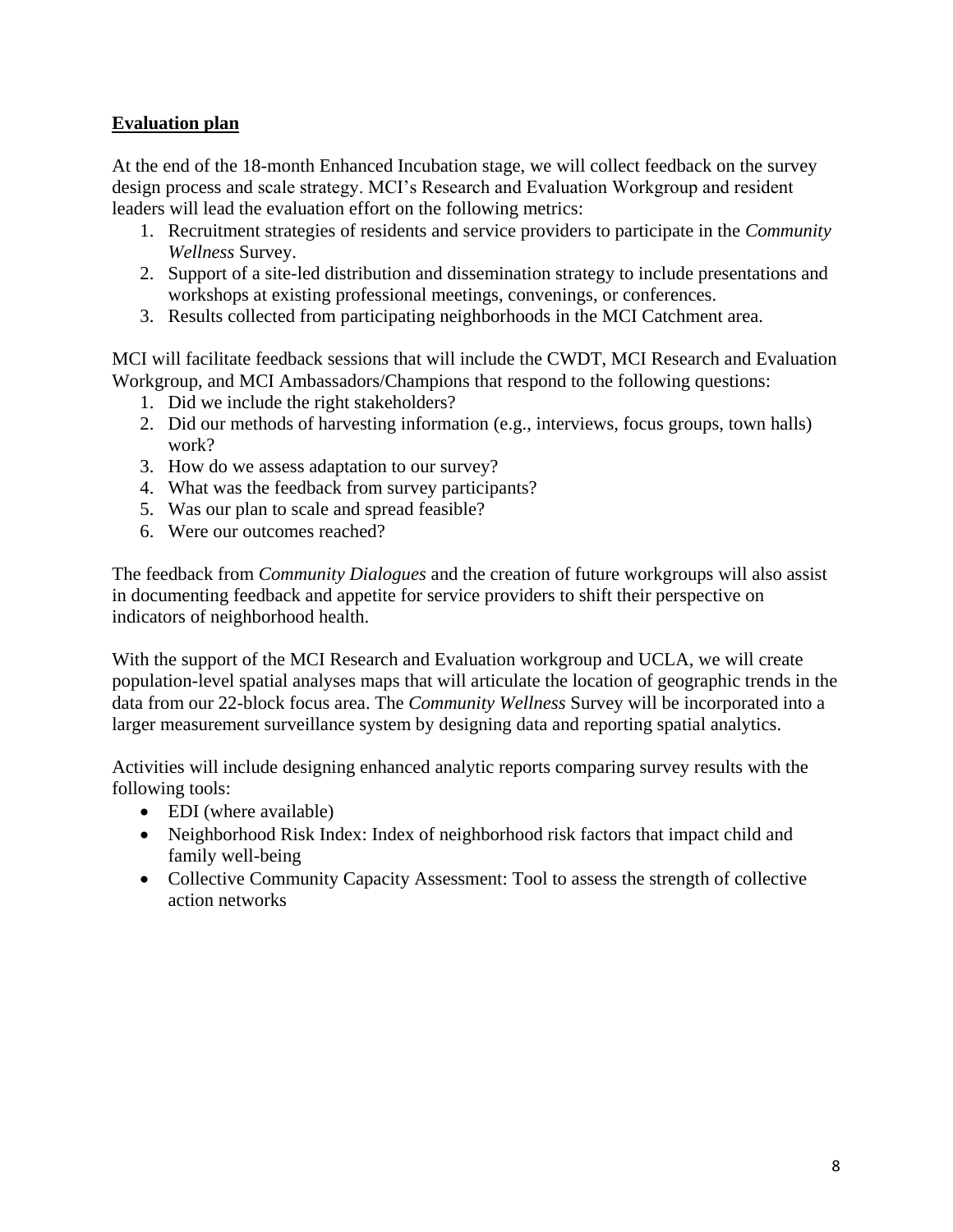## **Evaluation plan**

At the end of the 18-month Enhanced Incubation stage, we will collect feedback on the survey design process and scale strategy. MCI's Research and Evaluation Workgroup and resident leaders will lead the evaluation effort on the following metrics:

1. Recruitment strategies of residents and service providers to participate in the *Community Wellness* Survey.
2. Support of a site-led distribution and dissemination strategy to include presentations and workshops at existing professional meetings, convenings, or conferences.
3. Results collected from participating neighborhoods in the MCI Catchment area.

MCI will facilitate feedback sessions that will include the CWDT, MCI Research and Evaluation Workgroup, and MCI Ambassadors/Champions that respond to the following questions:

1. Did we include the right stakeholders?
2. Did our methods of harvesting information (e.g., interviews, focus groups, town halls) work?
3. How do we assess adaptation to our survey?
4. What was the feedback from survey participants?
5. Was our plan to scale and spread feasible?
6. Were our outcomes reached?

The feedback from *Community Dialogues* and the creation of future workgroups will also assist in documenting feedback and appetite for service providers to shift their perspective on indicators of neighborhood health.

With the support of the MCI Research and Evaluation workgroup and UCLA, we will create population-level spatial analyses maps that will articulate the location of geographic trends in the data from our 22-block focus area. The *Community Wellness* Survey will be incorporated into a larger measurement surveillance system by designing data and reporting spatial analytics.

Activities will include designing enhanced analytic reports comparing survey results with the following tools:

- EDI (where available)
- Neighborhood Risk Index: Index of neighborhood risk factors that impact child and family well-being
- Collective Community Capacity Assessment: Tool to assess the strength of collective action networks